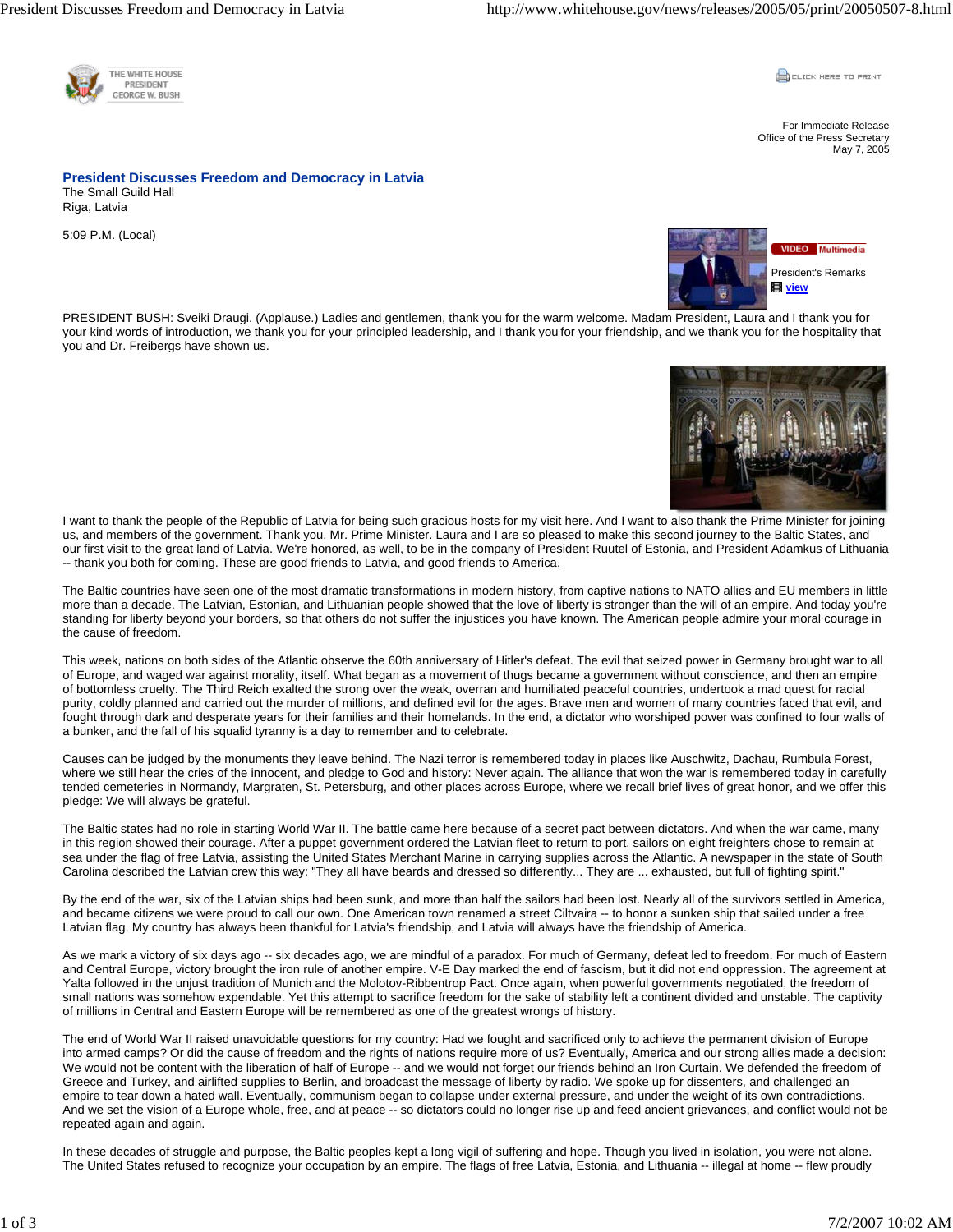THE WHITE HOUSE
PRESIDENT
GEORGE W. BUSH

CLICK HERE TO PRINT

For Immediate Release
Office of the Press Secretary
May 7, 2005

## President Discusses Freedom and Democracy in Latvia

The Small Guild Hall
Riga, Latvia

5:09 P.M. (Local)

VIDEO Multimedia

President's Remarks
view

PRESIDENT BUSH: Sveiki Draugi. (Applause.) Ladies and gentlemen, thank you for the warm welcome. Madam President, Laura and I thank you for your kind words of introduction, we thank you for your principled leadership, and I thank you for your friendship, and we thank you for the hospitality that you and Dr. Freibergs have shown us.

I want to thank the people of the Republic of Latvia for being such gracious hosts for my visit here. And I want to also thank the Prime Minister for joining us, and members of the government. Thank you, Mr. Prime Minister. Laura and I are so pleased to make this second journey to the Baltic States, and our first visit to the great land of Latvia. We're honored, as well, to be in the company of President Ruutel of Estonia, and President Adamkus of Lithuania -- thank you both for coming. These are good friends to Latvia, and good friends to America.

The Baltic countries have seen one of the most dramatic transformations in modern history, from captive nations to NATO allies and EU members in little more than a decade. The Latvian, Estonian, and Lithuanian people showed that the love of liberty is stronger than the will of an empire. And today you're standing for liberty beyond your borders, so that others do not suffer the injustices you have known. The American people admire your moral courage in the cause of freedom.

This week, nations on both sides of the Atlantic observe the 60th anniversary of Hitler's defeat. The evil that seized power in Germany brought war to all of Europe, and waged war against morality, itself. What began as a movement of thugs became a government without conscience, and then an empire of bottomless cruelty. The Third Reich exalted the strong over the weak, overran and humiliated peaceful countries, undertook a mad quest for racial purity, coldly planned and carried out the murder of millions, and defined evil for the ages. Brave men and women of many countries faced that evil, and fought through dark and desperate years for their families and their homelands. In the end, a dictator who worshiped power was confined to four walls of a bunker, and the fall of his squalid tyranny is a day to remember and to celebrate.

Causes can be judged by the monuments they leave behind. The Nazi terror is remembered today in places like Auschwitz, Dachau, Rumbula Forest, where we still hear the cries of the innocent, and pledge to God and history: Never again. The alliance that won the war is remembered today in carefully tended cemeteries in Normandy, Margraten, St. Petersburg, and other places across Europe, where we recall brief lives of great honor, and we offer this pledge: We will always be grateful.

The Baltic states had no role in starting World War II. The battle came here because of a secret pact between dictators. And when the war came, many in this region showed their courage. After a puppet government ordered the Latvian fleet to return to port, sailors on eight freighters chose to remain at sea under the flag of free Latvia, assisting the United States Merchant Marine in carrying supplies across the Atlantic. A newspaper in the state of South Carolina described the Latvian crew this way: "They all have beards and dressed so differently... They are ... exhausted, but full of fighting spirit."

By the end of the war, six of the Latvian ships had been sunk, and more than half the sailors had been lost. Nearly all of the survivors settled in America, and became citizens we were proud to call our own. One American town renamed a street Ciltvaira -- to honor a sunken ship that sailed under a free Latvian flag. My country has always been thankful for Latvia's friendship, and Latvia will always have the friendship of America.

As we mark a victory of six days ago -- six decades ago, we are mindful of a paradox. For much of Germany, defeat led to freedom. For much of Eastern and Central Europe, victory brought the iron rule of another empire. V-E Day marked the end of fascism, but it did not end oppression. The agreement at Yalta followed in the unjust tradition of Munich and the Molotov-Ribbentrop Pact. Once again, when powerful governments negotiated, the freedom of small nations was somehow expendable. Yet this attempt to sacrifice freedom for the sake of stability left a continent divided and unstable. The captivity of millions in Central and Eastern Europe will be remembered as one of the greatest wrongs of history.

The end of World War II raised unavoidable questions for my country: Had we fought and sacrificed only to achieve the permanent division of Europe into armed camps? Or did the cause of freedom and the rights of nations require more of us? Eventually, America and our strong allies made a decision: We would not be content with the liberation of half of Europe -- and we would not forget our friends behind an Iron Curtain. We defended the freedom of Greece and Turkey, and airlifted supplies to Berlin, and broadcast the message of liberty by radio. We spoke up for dissenters, and challenged an empire to tear down a hated wall. Eventually, communism began to collapse under external pressure, and under the weight of its own contradictions. And we set the vision of a Europe whole, free, and at peace -- so dictators could no longer rise up and feed ancient grievances, and conflict would not be repeated again and again.

In these decades of struggle and purpose, the Baltic peoples kept a long vigil of suffering and hope. Though you lived in isolation, you were not alone. The United States refused to recognize your occupation by an empire. The flags of free Latvia, Estonia, and Lithuania -- illegal at home -- flew proudly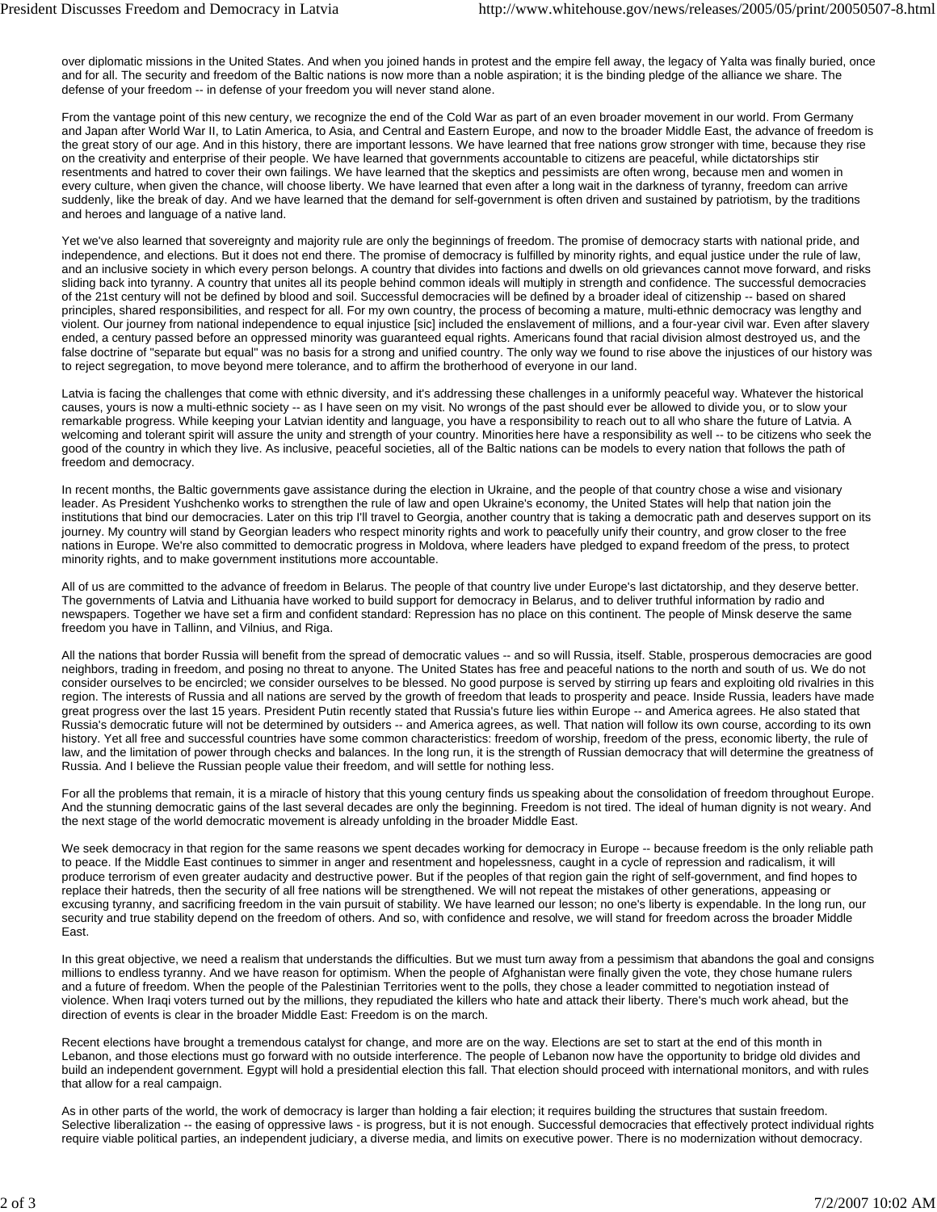over diplomatic missions in the United States. And when you joined hands in protest and the empire fell away, the legacy of Yalta was finally buried, once and for all. The security and freedom of the Baltic nations is now more than a noble aspiration; it is the binding pledge of the alliance we share. The defense of your freedom -- in defense of your freedom you will never stand alone.

From the vantage point of this new century, we recognize the end of the Cold War as part of an even broader movement in our world. From Germany and Japan after World War II, to Latin America, to Asia, and Central and Eastern Europe, and now to the broader Middle East, the advance of freedom is the great story of our age. And in this history, there are important lessons. We have learned that free nations grow stronger with time, because they rise on the creativity and enterprise of their people. We have learned that governments accountable to citizens are peaceful, while dictatorships stir resentments and hatred to cover their own failings. We have learned that the skeptics and pessimists are often wrong, because men and women in every culture, when given the chance, will choose liberty. We have learned that even after a long wait in the darkness of tyranny, freedom can arrive suddenly, like the break of day. And we have learned that the demand for self-government is often driven and sustained by patriotism, by the traditions and heroes and language of a native land.

Yet we've also learned that sovereignty and majority rule are only the beginnings of freedom. The promise of democracy starts with national pride, and independence, and elections. But it does not end there. The promise of democracy is fulfilled by minority rights, and equal justice under the rule of law, and an inclusive society in which every person belongs. A country that divides into factions and dwells on old grievances cannot move forward, and risks sliding back into tyranny. A country that unites all its people behind common ideals will multiply in strength and confidence. The successful democracies of the 21st century will not be defined by blood and soil. Successful democracies will be defined by a broader ideal of citizenship -- based on shared principles, shared responsibilities, and respect for all. For my own country, the process of becoming a mature, multi-ethnic democracy was lengthy and violent. Our journey from national independence to equal injustice [sic] included the enslavement of millions, and a four-year civil war. Even after slavery ended, a century passed before an oppressed minority was guaranteed equal rights. Americans found that racial division almost destroyed us, and the false doctrine of "separate but equal" was no basis for a strong and unified country. The only way we found to rise above the injustices of our history was to reject segregation, to move beyond mere tolerance, and to affirm the brotherhood of everyone in our land.

Latvia is facing the challenges that come with ethnic diversity, and it's addressing these challenges in a uniformly peaceful way. Whatever the historical causes, yours is now a multi-ethnic society -- as I have seen on my visit. No wrongs of the past should ever be allowed to divide you, or to slow your remarkable progress. While keeping your Latvian identity and language, you have a responsibility to reach out to all who share the future of Latvia. A welcoming and tolerant spirit will assure the unity and strength of your country. Minorities here have a responsibility as well -- to be citizens who seek the good of the country in which they live. As inclusive, peaceful societies, all of the Baltic nations can be models to every nation that follows the path of freedom and democracy.

In recent months, the Baltic governments gave assistance during the election in Ukraine, and the people of that country chose a wise and visionary leader. As President Yushchenko works to strengthen the rule of law and open Ukraine's economy, the United States will help that nation join the institutions that bind our democracies. Later on this trip I'll travel to Georgia, another country that is taking a democratic path and deserves support on its journey. My country will stand by Georgian leaders who respect minority rights and work to peacefully unify their country, and grow closer to the free nations in Europe. We're also committed to democratic progress in Moldova, where leaders have pledged to expand freedom of the press, to protect minority rights, and to make government institutions more accountable.

All of us are committed to the advance of freedom in Belarus. The people of that country live under Europe's last dictatorship, and they deserve better. The governments of Latvia and Lithuania have worked to build support for democracy in Belarus, and to deliver truthful information by radio and newspapers. Together we have set a firm and confident standard: Repression has no place on this continent. The people of Minsk deserve the same freedom you have in Tallinn, and Vilnius, and Riga.

All the nations that border Russia will benefit from the spread of democratic values -- and so will Russia, itself. Stable, prosperous democracies are good neighbors, trading in freedom, and posing no threat to anyone. The United States has free and peaceful nations to the north and south of us. We do not consider ourselves to be encircled; we consider ourselves to be blessed. No good purpose is served by stirring up fears and exploiting old rivalries in this region. The interests of Russia and all nations are served by the growth of freedom that leads to prosperity and peace. Inside Russia, leaders have made great progress over the last 15 years. President Putin recently stated that Russia's future lies within Europe -- and America agrees. He also stated that Russia's democratic future will not be determined by outsiders -- and America agrees, as well. That nation will follow its own course, according to its own history. Yet all free and successful countries have some common characteristics: freedom of worship, freedom of the press, economic liberty, the rule of law, and the limitation of power through checks and balances. In the long run, it is the strength of Russian democracy that will determine the greatness of Russia. And I believe the Russian people value their freedom, and will settle for nothing less.

For all the problems that remain, it is a miracle of history that this young century finds us speaking about the consolidation of freedom throughout Europe. And the stunning democratic gains of the last several decades are only the beginning. Freedom is not tired. The ideal of human dignity is not weary. And the next stage of the world democratic movement is already unfolding in the broader Middle East.

We seek democracy in that region for the same reasons we spent decades working for democracy in Europe -- because freedom is the only reliable path to peace. If the Middle East continues to simmer in anger and resentment and hopelessness, caught in a cycle of repression and radicalism, it will produce terrorism of even greater audacity and destructive power. But if the peoples of that region gain the right of self-government, and find hopes to replace their hatreds, then the security of all free nations will be strengthened. We will not repeat the mistakes of other generations, appeasing or excusing tyranny, and sacrificing freedom in the vain pursuit of stability. We have learned our lesson; no one's liberty is expendable. In the long run, our security and true stability depend on the freedom of others. And so, with confidence and resolve, we will stand for freedom across the broader Middle East.

In this great objective, we need a realism that understands the difficulties. But we must turn away from a pessimism that abandons the goal and consigns millions to endless tyranny. And we have reason for optimism. When the people of Afghanistan were finally given the vote, they chose humane rulers and a future of freedom. When the people of the Palestinian Territories went to the polls, they chose a leader committed to negotiation instead of violence. When Iraqi voters turned out by the millions, they repudiated the killers who hate and attack their liberty. There's much work ahead, but the direction of events is clear in the broader Middle East: Freedom is on the march.

Recent elections have brought a tremendous catalyst for change, and more are on the way. Elections are set to start at the end of this month in Lebanon, and those elections must go forward with no outside interference. The people of Lebanon now have the opportunity to bridge old divides and build an independent government. Egypt will hold a presidential election this fall. That election should proceed with international monitors, and with rules that allow for a real campaign.

As in other parts of the world, the work of democracy is larger than holding a fair election; it requires building the structures that sustain freedom. Selective liberalization -- the easing of oppressive laws - is progress, but it is not enough. Successful democracies that effectively protect individual rights require viable political parties, an independent judiciary, a diverse media, and limits on executive power. There is no modernization without democracy.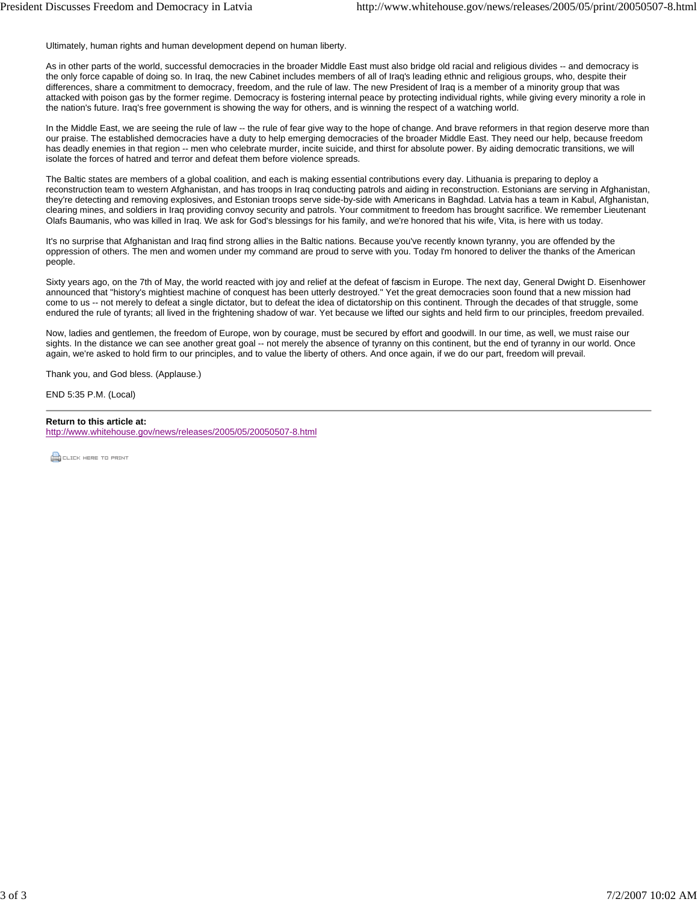Ultimately, human rights and human development depend on human liberty.

As in other parts of the world, successful democracies in the broader Middle East must also bridge old racial and religious divides -- and democracy is the only force capable of doing so. In Iraq, the new Cabinet includes members of all of Iraq's leading ethnic and religious groups, who, despite their differences, share a commitment to democracy, freedom, and the rule of law. The new President of Iraq is a member of a minority group that was attacked with poison gas by the former regime. Democracy is fostering internal peace by protecting individual rights, while giving every minority a role in the nation's future. Iraq's free government is showing the way for others, and is winning the respect of a watching world.

In the Middle East, we are seeing the rule of law -- the rule of fear give way to the hope of change. And brave reformers in that region deserve more than our praise. The established democracies have a duty to help emerging democracies of the broader Middle East. They need our help, because freedom has deadly enemies in that region -- men who celebrate murder, incite suicide, and thirst for absolute power. By aiding democratic transitions, we will isolate the forces of hatred and terror and defeat them before violence spreads.

The Baltic states are members of a global coalition, and each is making essential contributions every day. Lithuania is preparing to deploy a reconstruction team to western Afghanistan, and has troops in Iraq conducting patrols and aiding in reconstruction. Estonians are serving in Afghanistan, they're detecting and removing explosives, and Estonian troops serve side-by-side with Americans in Baghdad. Latvia has a team in Kabul, Afghanistan, clearing mines, and soldiers in Iraq providing convoy security and patrols. Your commitment to freedom has brought sacrifice. We remember Lieutenant Olafs Baumanis, who was killed in Iraq. We ask for God's blessings for his family, and we're honored that his wife, Vita, is here with us today.

It's no surprise that Afghanistan and Iraq find strong allies in the Baltic nations. Because you've recently known tyranny, you are offended by the oppression of others. The men and women under my command are proud to serve with you. Today I'm honored to deliver the thanks of the American people.

Sixty years ago, on the 7th of May, the world reacted with joy and relief at the defeat of fascism in Europe. The next day, General Dwight D. Eisenhower announced that "history's mightiest machine of conquest has been utterly destroyed." Yet the great democracies soon found that a new mission had come to us -- not merely to defeat a single dictator, but to defeat the idea of dictatorship on this continent. Through the decades of that struggle, some endured the rule of tyrants; all lived in the frightening shadow of war. Yet because we lifted our sights and held firm to our principles, freedom prevailed.

Now, ladies and gentlemen, the freedom of Europe, won by courage, must be secured by effort and goodwill. In our time, as well, we must raise our sights. In the distance we can see another great goal -- not merely the absence of tyranny on this continent, but the end of tyranny in our world. Once again, we're asked to hold firm to our principles, and to value the liberty of others. And once again, if we do our part, freedom will prevail.

Thank you, and God bless. (Applause.)

END 5:35 P.M. (Local)

---

**Return to this article at:**
http://www.whitehouse.gov/news/releases/2005/05/20050507-8.html

CLICK HERE TO PRINT